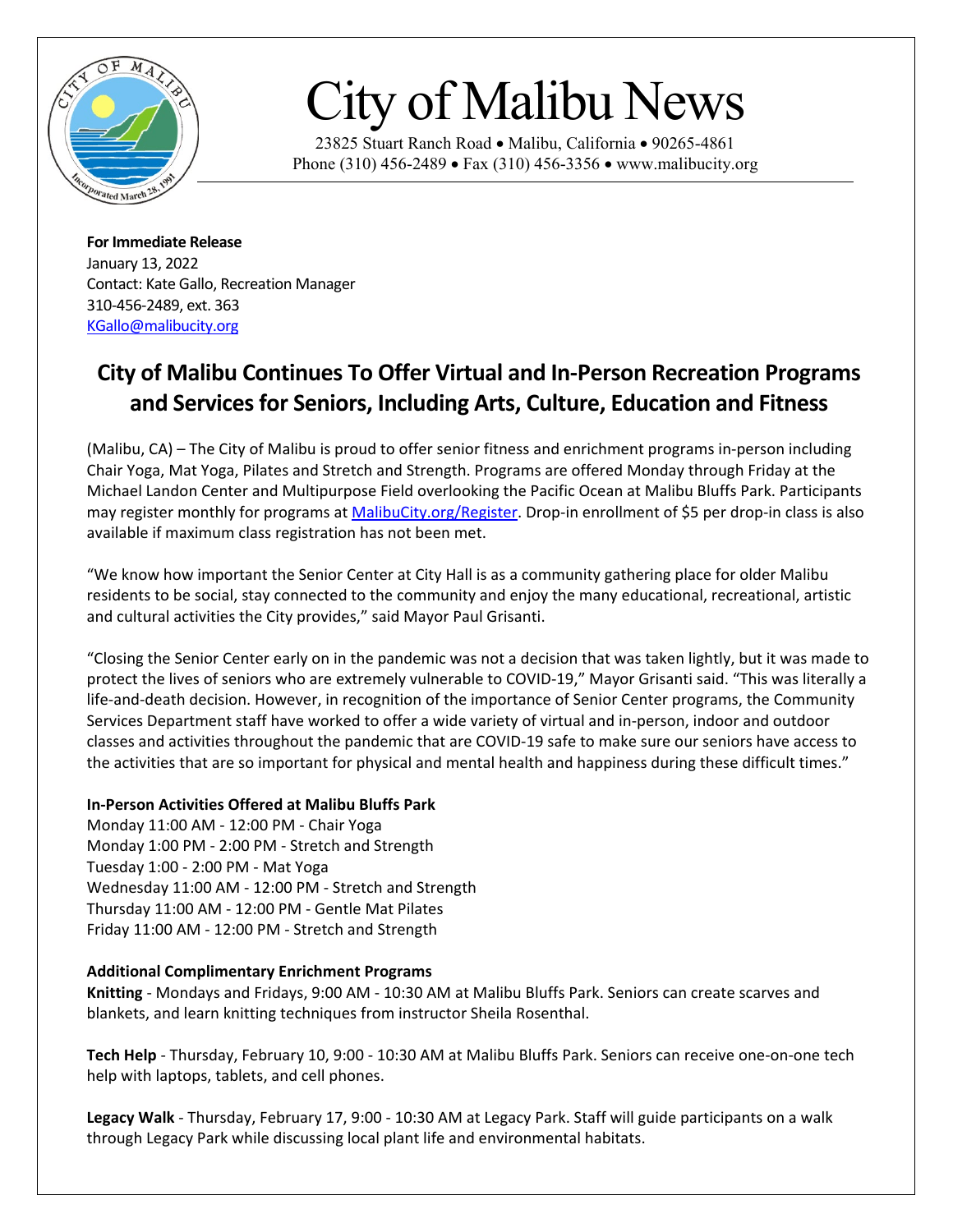# City of Malibu News

23825 Stuart Ranch Road • Malibu, California • 90265-4861
Phone (310) 456-2489 • Fax (310) 456-3356 • www.malibucity.org

**For Immediate Release**
January 13, 2022
Contact: Kate Gallo, Recreation Manager
310-456-2489, ext. 363
KGallo@malibucity.org

## City of Malibu Continues To Offer Virtual and In-Person Recreation Programs and Services for Seniors, Including Arts, Culture, Education and Fitness

(Malibu, CA) – The City of Malibu is proud to offer senior fitness and enrichment programs in-person including Chair Yoga, Mat Yoga, Pilates and Stretch and Strength. Programs are offered Monday through Friday at the Michael Landon Center and Multipurpose Field overlooking the Pacific Ocean at Malibu Bluffs Park. Participants may register monthly for programs at MalibuCity.org/Register. Drop-in enrollment of $5 per drop-in class is also available if maximum class registration has not been met.

"We know how important the Senior Center at City Hall is as a community gathering place for older Malibu residents to be social, stay connected to the community and enjoy the many educational, recreational, artistic and cultural activities the City provides," said Mayor Paul Grisanti.

"Closing the Senior Center early on in the pandemic was not a decision that was taken lightly, but it was made to protect the lives of seniors who are extremely vulnerable to COVID-19," Mayor Grisanti said. "This was literally a life-and-death decision. However, in recognition of the importance of Senior Center programs, the Community Services Department staff have worked to offer a wide variety of virtual and in-person, indoor and outdoor classes and activities throughout the pandemic that are COVID-19 safe to make sure our seniors have access to the activities that are so important for physical and mental health and happiness during these difficult times."

**In-Person Activities Offered at Malibu Bluffs Park**
Monday 11:00 AM - 12:00 PM - Chair Yoga
Monday 1:00 PM - 2:00 PM - Stretch and Strength
Tuesday 1:00 - 2:00 PM - Mat Yoga
Wednesday 11:00 AM - 12:00 PM - Stretch and Strength
Thursday 11:00 AM - 12:00 PM - Gentle Mat Pilates
Friday 11:00 AM - 12:00 PM - Stretch and Strength

**Additional Complimentary Enrichment Programs**

**Knitting** - Mondays and Fridays, 9:00 AM - 10:30 AM at Malibu Bluffs Park. Seniors can create scarves and blankets, and learn knitting techniques from instructor Sheila Rosenthal.

**Tech Help** - Thursday, February 10, 9:00 - 10:30 AM at Malibu Bluffs Park. Seniors can receive one-on-one tech help with laptops, tablets, and cell phones.

**Legacy Walk** - Thursday, February 17, 9:00 - 10:30 AM at Legacy Park. Staff will guide participants on a walk through Legacy Park while discussing local plant life and environmental habitats.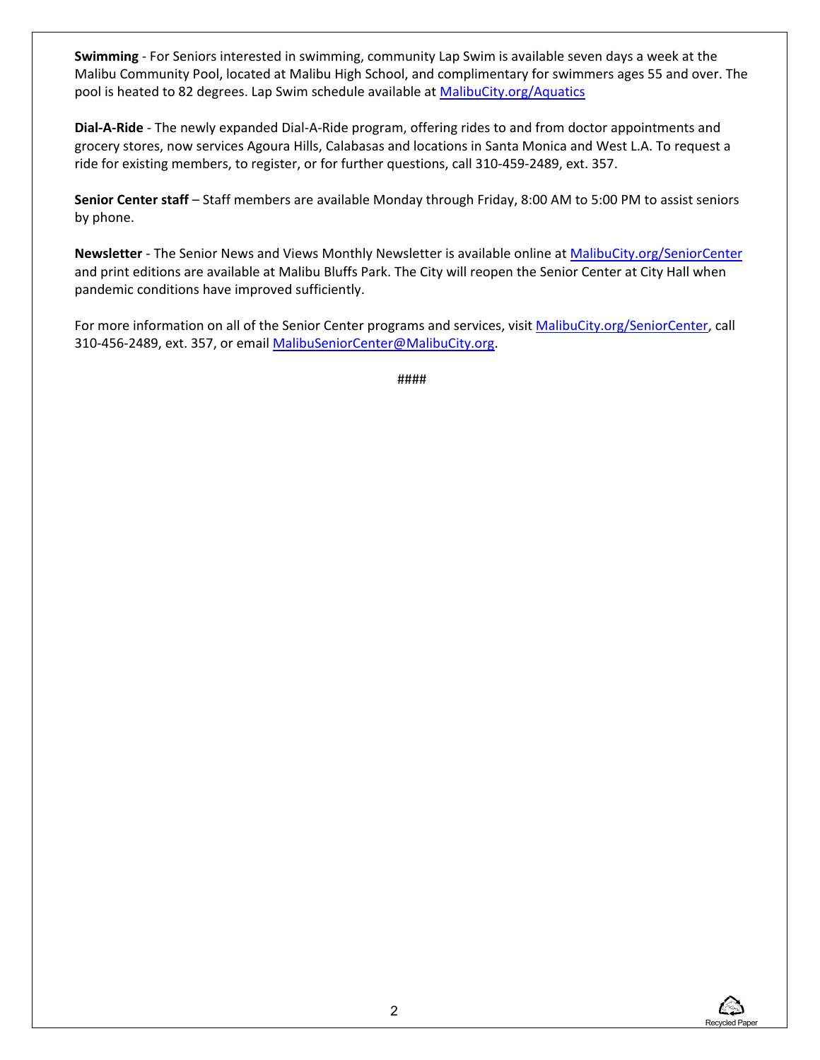**Swimming** - For Seniors interested in swimming, community Lap Swim is available seven days a week at the Malibu Community Pool, located at Malibu High School, and complimentary for swimmers ages 55 and over. The pool is heated to 82 degrees. Lap Swim schedule available at [MalibuCity.org/Aquatics](MalibuCity.org/Aquatics)

**Dial-A-Ride** - The newly expanded Dial-A-Ride program, offering rides to and from doctor appointments and grocery stores, now services Agoura Hills, Calabasas and locations in Santa Monica and West L.A. To request a ride for existing members, to register, or for further questions, call 310-459-2489, ext. 357.

**Senior Center staff** – Staff members are available Monday through Friday, 8:00 AM to 5:00 PM to assist seniors by phone.

**Newsletter** - The Senior News and Views Monthly Newsletter is available online at [MalibuCity.org/SeniorCenter](MalibuCity.org/SeniorCenter) and print editions are available at Malibu Bluffs Park. The City will reopen the Senior Center at City Hall when pandemic conditions have improved sufficiently.

For more information on all of the Senior Center programs and services, visit [MalibuCity.org/SeniorCenter](MalibuCity.org/SeniorCenter), call 310-456-2489, ext. 357, or email [MalibuSeniorCenter@MalibuCity.org](mailto:MalibuSeniorCenter@MalibuCity.org).

####

Recycled Paper